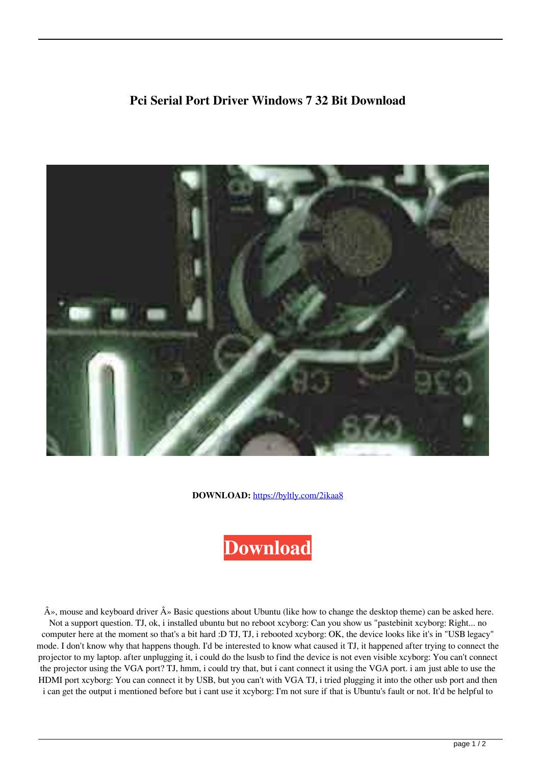# Pci Serial Port Driver Windows 7 32 Bit Download

**DOWNLOAD:** https://byltly.com/2ikaa8

Download

Â», mouse and keyboard driver Â» Basic questions about Ubuntu (like how to change the desktop theme) can be asked here. Not a support question. TJ, ok, i installed ubuntu but no reboot xcyborg: Can you show us "pastebinit xcyborg: Right... no computer here at the moment so that's a bit hard :D TJ, TJ, i rebooted xcyborg: OK, the device looks like it's in "USB legacy" mode. I don't know why that happens though. I'd be interested to know what caused it TJ, it happened after trying to connect the projector to my laptop. after unplugging it, i could do the lsusb to find the device is not even visible xcyborg: You can't connect the projector using the VGA port? TJ, hmm, i could try that, but i cant connect it using the VGA port. i am just able to use the HDMI port xcyborg: You can connect it by USB, but you can't with VGA TJ, i tried plugging it into the other usb port and then i can get the output i mentioned before but i cant use it xcyborg: I'm not sure if that is Ubuntu's fault or not. It'd be helpful to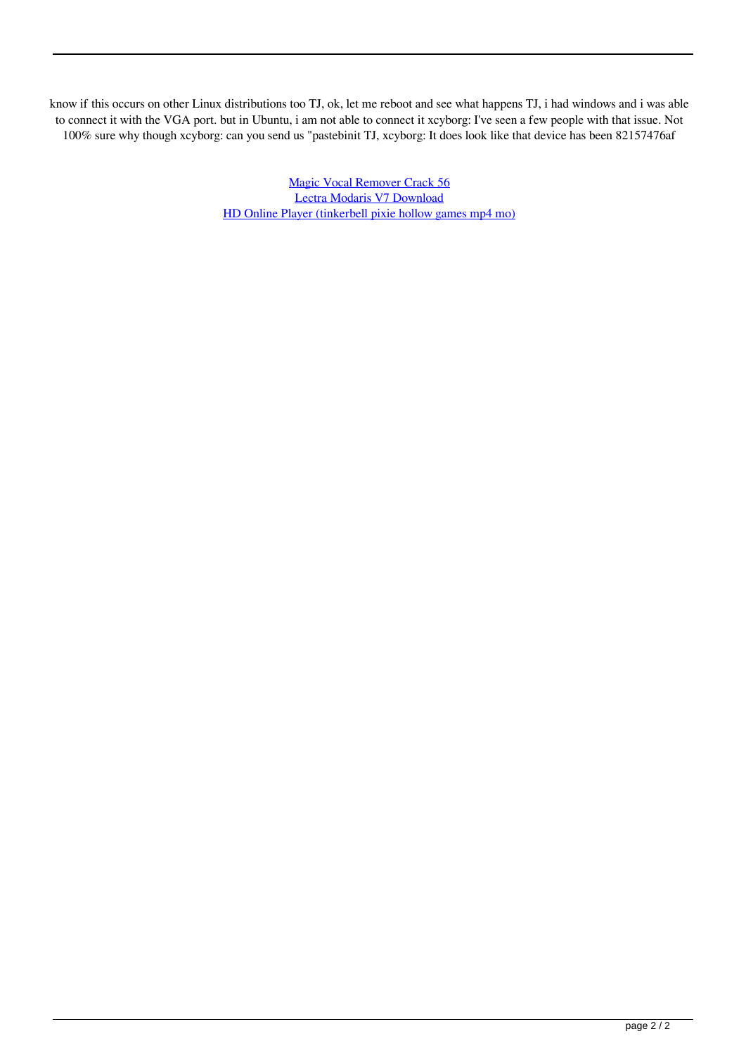know if this occurs on other Linux distributions too TJ, ok, let me reboot and see what happens TJ, i had windows and i was able to connect it with the VGA port. but in Ubuntu, i am not able to connect it xcyborg: I've seen a few people with that issue. Not 100% sure why though xcyborg: can you send us "pastebinit TJ, xcyborg: It does look like that device has been 82157476af

Magic Vocal Remover Crack 56
Lectra Modaris V7 Download
HD Online Player (tinkerbell pixie hollow games mp4 mo)